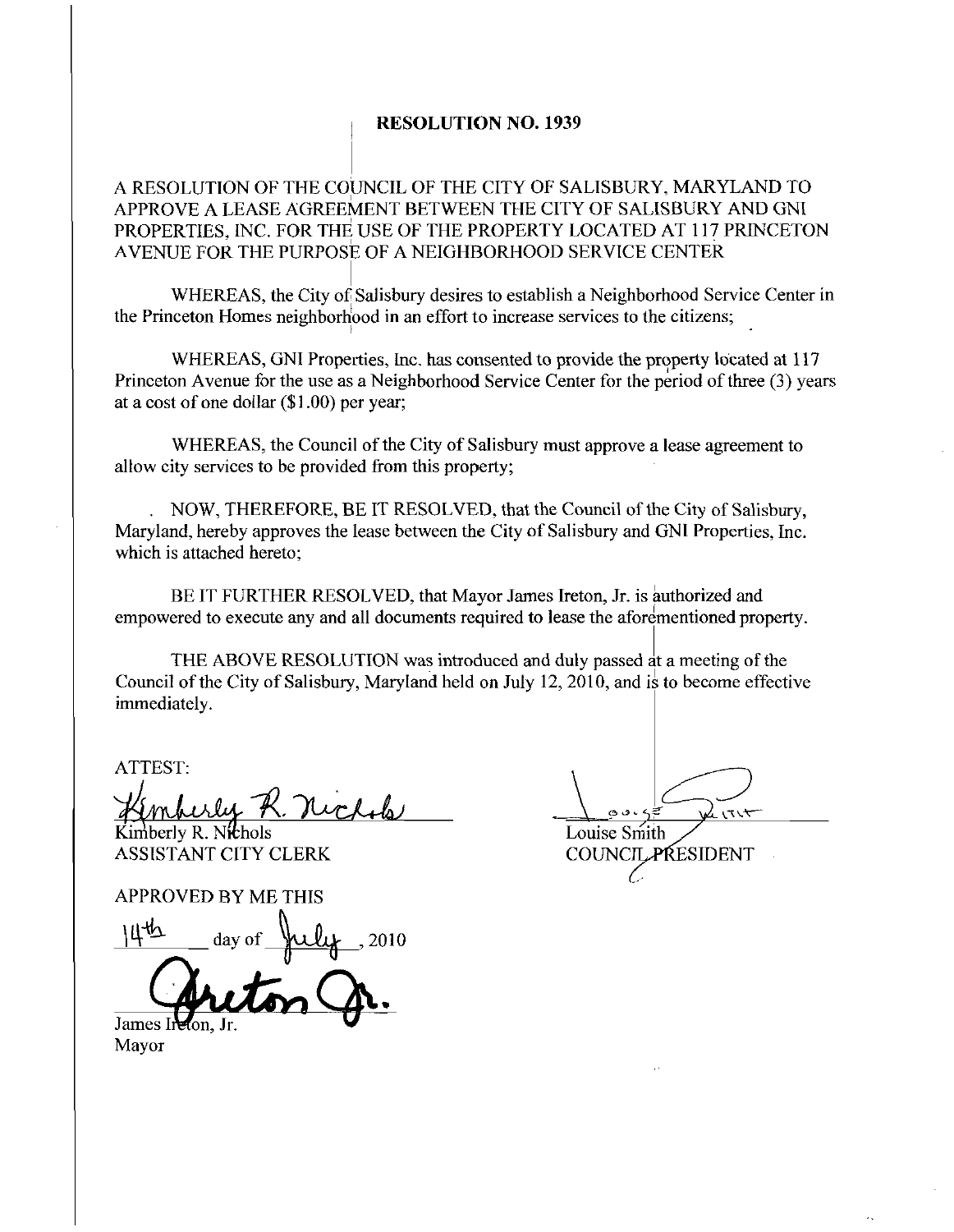# RESOLUTION NO. 1939

A RESOLUTION OF THE COUNCIL OF THE CITY OF SALISBURY, MARYLAND TO APPROVE A LEASE AGREEMENT BETWEEN THE CITY OF SALISBURY AND GNI PROPERTIES, INC. FOR THE USE OF THE PROPERTY LOCATED AT 117 PRINCETON AVENUE FOR THE PURPOSE OF A NEIGHBORHOOD SERVICE CENTER

WHEREAS, the City of Salisbury desires to establish a Neighborhood Service Center in the Princeton Homes neighborhood in an effort to increase services to the citizens;

WHEREAS, GNI Properties, Inc. has consented to provide the property located at 117 Princeton Avenue for the use as a Neighborhood Service Center for the period of three (3) years at a cost of one dollar ($1.00) per year;

WHEREAS, the Council of the City of Salisbury must approve a lease agreement to allow city services to be provided from this property;

NOW, THEREFORE, BE IT RESOLVED, that the Council of the City of Salisbury, Maryland, hereby approves the lease between the City of Salisbury and GNI Properties, Inc. which is attached hereto;

BE IT FURTHER RESOLVED, that Mayor James Ireton, Jr. is authorized and empowered to execute any and all documents required to lease the aforementioned property.

THE ABOVE RESOLUTION was introduced and duly passed at a meeting of the Council of the City of Salisbury, Maryland held on July 12, 2010, and is to become effective immediately.

ATTEST:

Kimberly R. Nichols
Kimberly R. Nichols
ASSISTANT CITY CLERK

Louise Smith
Louise Smith
COUNCIL PRESIDENT

APPROVED BY ME THIS

14th day of July, 2010

Ireton Jr.
James Ireton, Jr.
Mayor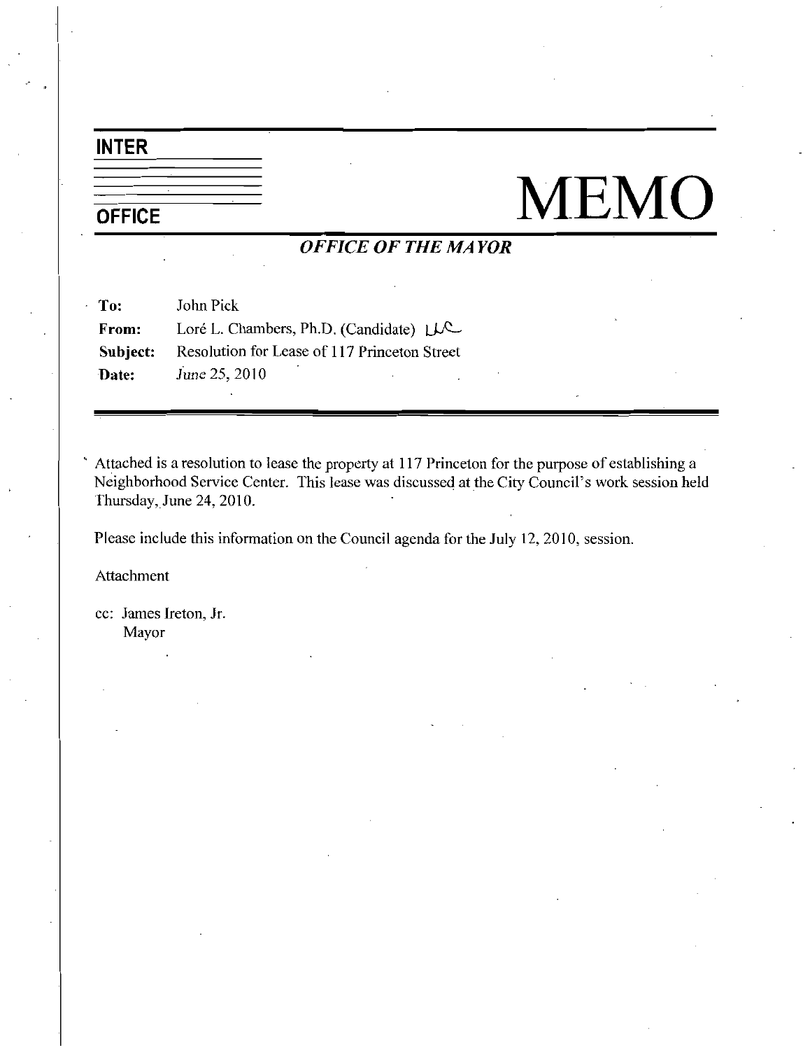**INTER**

**OFFICE**

# MEMO

***OFFICE OF THE MAYOR***

**To:** John Pick

**From:** Loré L. Chambers, Ph.D. (Candidate) LLC

**Subject:** Resolution for Lease of 117 Princeton Street

**Date:** June 25, 2010

---

Attached is a resolution to lease the property at 117 Princeton for the purpose of establishing a Neighborhood Service Center. This lease was discussed at the City Council's work session held Thursday, June 24, 2010.

Please include this information on the Council agenda for the July 12, 2010, session.

Attachment

cc: James Ireton, Jr.
Mayor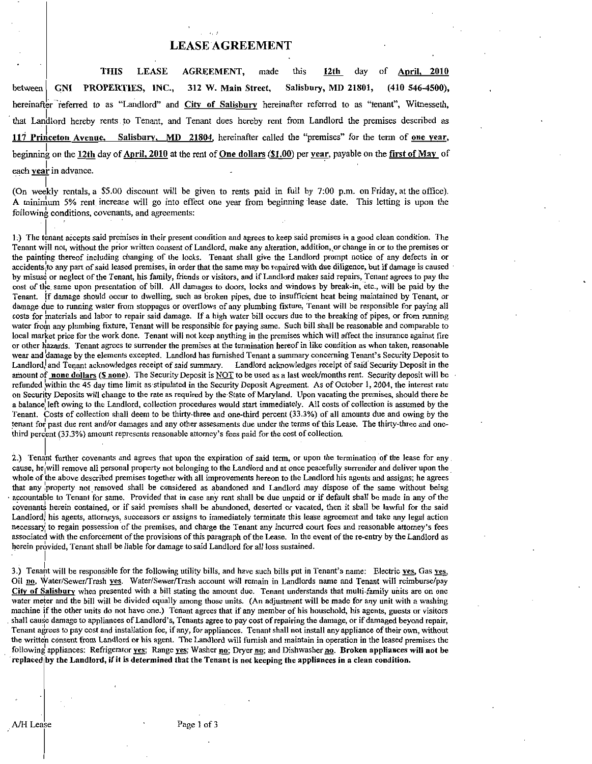# LEASE AGREEMENT

THIS LEASE AGREEMENT, made this **12th** day of **April, 2010** between GNI PROPERTIES, INC., 312 W. Main Street, Salisbury, MD 21801, (410 546-4500), hereinafter referred to as "Landlord" and **City of Salisbury** hereinafter referred to as "tenant", Witnesseth, that Landlord hereby rents to Tenant, and Tenant does hereby rent from Landlord the premises described as **117 Princeton Avenue, Salisbury, MD 21804**, hereinafter called the "premises" for the term of **one year**, beginning on the **12th** day of **April, 2010** at the rent of **One dollars ($1.00)** per **year**, payable on the **first of May** of each **year** in advance.

(On weekly rentals, a $5.00 discount will be given to rents paid in full by 7:00 p.m. on Friday, at the office). A minimum 5% rent increase will go into effect one year from beginning lease date. This letting is upon the following conditions, covenants, and agreements:

1.) The tenant accepts said premises in their present condition and agrees to keep said premises in a good clean condition. The Tenant will not, without the prior written consent of Landlord, make any alteration, addition, or change in or to the premises or the painting thereof including changing of the locks. Tenant shall give the Landlord prompt notice of any defects in or accidents to any part of said leased premises, in order that the same may be repaired with due diligence, but if damage is caused by misuse or neglect of the Tenant, his family, friends or visitors, and if Landlord makes said repairs, Tenant agrees to pay the cost of the same upon presentation of bill. All damages to doors, locks and windows by break-in, etc., will be paid by the Tenant. If damage should occur to dwelling, such as broken pipes, due to insufficient heat being maintained by Tenant, or damage due to running water from stoppages or overflows of any plumbing fixture, Tenant will be responsible for paying all costs for materials and labor to repair said damage. If a high water bill occurs due to the breaking of pipes, or from running water from any plumbing fixture, Tenant will be responsible for paying same. Such bill shall be reasonable and comparable to local market price for the work done. Tenant will not keep anything in the premises which will affect the insurance against fire or other hazards. Tenant agrees to surrender the premises at the termination hereof in like condition as when taken, reasonable wear and damage by the elements excepted. Landlord has furnished Tenant a summary concerning Tenant's Security Deposit to Landlord, and Tenant acknowledges receipt of said summary. Landlord acknowledges receipt of said Security Deposit in the amount of **none dollars ($ none)**. The Security Deposit is NOT to be used as a last week/months rent. Security deposit will be refunded within the 45 day time limit as stipulated in the Security Deposit Agreement. As of October 1, 2004, the interest rate on Security Deposits will change to the rate as required by the State of Maryland. Upon vacating the premises, should there be a balance left owing to the Landlord, collection procedures would start immediately. All costs of collection is assumed by the Tenant. Costs of collection shall deem to be thirty-three and one-third percent (33.3%) of all amounts due and owing by the tenant for past due rent and/or damages and any other assessments due under the terms of this Lease. The thirty-three and one-third percent (33.3%) amount represents reasonable attorney's fees paid for the cost of collection.

2.) Tenant further covenants and agrees that upon the expiration of said term, or upon the termination of the lease for any cause, he will remove all personal property not belonging to the Landlord and at once peacefully surrender and deliver upon the whole of the above described premises together with all improvements hereon to the Landlord his agents and assigns; he agrees that any property not removed shall be considered as abandoned and Landlord may dispose of the same without being accountable to Tenant for same. Provided that in case any rent shall be due unpaid or if default shall be made in any of the covenants herein contained, or if said premises shall be abandoned, deserted or vacated, then it shall be lawful for the said Landlord, his agents, attorneys, successors or assigns to immediately terminate this lease agreement and take any legal action necessary to regain possession of the premises, and charge the Tenant any incurred court fees and reasonable attorney's fees associated with the enforcement of the provisions of this paragraph of the Lease. In the event of the re-entry by the Landlord as herein provided, Tenant shall be liable for damage to said Landlord for all loss sustained.

3.) Tenant will be responsible for the following utility bills, and have such bills put in Tenant's name: Electric **yes**, Gas **yes**, Oil **no**, Water/Sewer/Trash **yes**. Water/Sewer/Trash account will remain in Landlords name and Tenant will reimburse/pay **City of Salisbury** when presented with a bill stating the amount due. Tenant understands that multi-family units are on one water meter and the bill will be divided equally among those units. (An adjustment will be made for any unit with a washing machine if the other units do not have one.) Tenant agrees that if any member of his household, his agents, guests or visitors shall cause damage to appliances of Landlord's, Tenants agree to pay cost of repairing the damage, or if damaged beyond repair, Tenant agrees to pay cost and installation fee, if any, for appliances. Tenant shall not install any appliance of their own, without the written consent from Landlord or his agent. The Landlord will furnish and maintain in operation in the leased premises the following appliances: Refrigerator **yes**; Range **yes**; Washer **no**; Dryer **no**; and Dishwasher **no**. **Broken appliances will not be replaced by the Landlord, if it is determined that the Tenant is not keeping the appliances in a clean condition.**

A/H Lease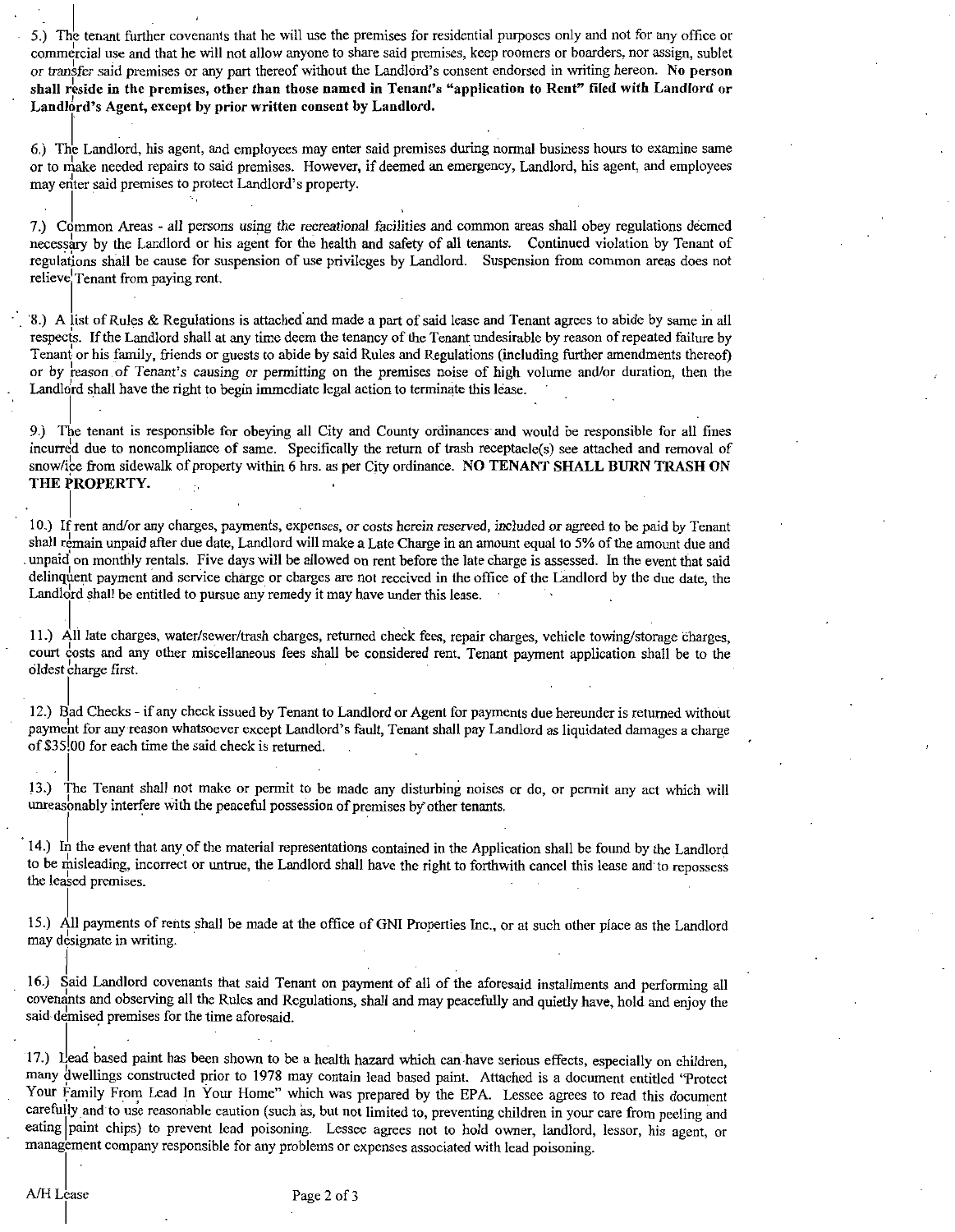5.) The tenant further covenants that he will use the premises for residential purposes only and not for any office or commercial use and that he will not allow anyone to share said premises, keep roomers or boarders, nor assign, sublet or transfer said premises or any part thereof without the Landlord's consent endorsed in writing hereon. **No person shall reside in the premises, other than those named in Tenant's "application to Rent" filed with Landlord or Landlord's Agent, except by prior written consent by Landlord.**

6.) The Landlord, his agent, and employees may enter said premises during normal business hours to examine same or to make needed repairs to said premises. However, if deemed an emergency, Landlord, his agent, and employees may enter said premises to protect Landlord's property.

7.) Common Areas - all persons using the recreational facilities and common areas shall obey regulations deemed necessary by the Landlord or his agent for the health and safety of all tenants. Continued violation by Tenant of regulations shall be cause for suspension of use privileges by Landlord. Suspension from common areas does not relieve Tenant from paying rent.

8.) A list of Rules & Regulations is attached and made a part of said lease and Tenant agrees to abide by same in all respects. If the Landlord shall at any time deem the tenancy of the Tenant undesirable by reason of repeated failure by Tenant or his family, friends or guests to abide by said Rules and Regulations (including further amendments thereof) or by reason of Tenant's causing or permitting on the premises noise of high volume and/or duration, then the Landlord shall have the right to begin immediate legal action to terminate this lease.

9.) The tenant is responsible for obeying all City and County ordinances and would be responsible for all fines incurred due to noncompliance of same. Specifically the return of trash receptacle(s) see attached and removal of snow/ice from sidewalk of property within 6 hrs. as per City ordinance. **NO TENANT SHALL BURN TRASH ON THE PROPERTY.**

10.) If rent and/or any charges, payments, expenses, or costs herein reserved, included or agreed to be paid by Tenant shall remain unpaid after due date, Landlord will make a Late Charge in an amount equal to 5% of the amount due and unpaid on monthly rentals. Five days will be allowed on rent before the late charge is assessed. In the event that said delinquent payment and service charge or charges are not received in the office of the Landlord by the due date, the Landlord shall be entitled to pursue any remedy it may have under this lease.

11.) All late charges, water/sewer/trash charges, returned check fees, repair charges, vehicle towing/storage charges, court costs and any other miscellaneous fees shall be considered rent. Tenant payment application shall be to the oldest charge first.

12.) Bad Checks - if any check issued by Tenant to Landlord or Agent for payments due hereunder is returned without payment for any reason whatsoever except Landlord's fault, Tenant shall pay Landlord as liquidated damages a charge of $35.00 for each time the said check is returned.

13.) The Tenant shall not make or permit to be made any disturbing noises or do, or permit any act which will unreasonably interfere with the peaceful possession of premises by other tenants.

14.) In the event that any of the material representations contained in the Application shall be found by the Landlord to be misleading, incorrect or untrue, the Landlord shall have the right to forthwith cancel this lease and to repossess the leased premises.

15.) All payments of rents shall be made at the office of GNI Properties Inc., or at such other place as the Landlord may designate in writing.

16.) Said Landlord covenants that said Tenant on payment of all of the aforesaid installments and performing all covenants and observing all the Rules and Regulations, shall and may peacefully and quietly have, hold and enjoy the said demised premises for the time aforesaid.

17.) Lead based paint has been shown to be a health hazard which can have serious effects, especially on children, many dwellings constructed prior to 1978 may contain lead based paint. Attached is a document entitled "Protect Your Family From Lead In Your Home" which was prepared by the EPA. Lessee agrees to read this document carefully and to use reasonable caution (such as, but not limited to, preventing children in your care from peeling and eating paint chips) to prevent lead poisoning. Lessee agrees not to hold owner, landlord, lessor, his agent, or management company responsible for any problems or expenses associated with lead poisoning.

A/H Lease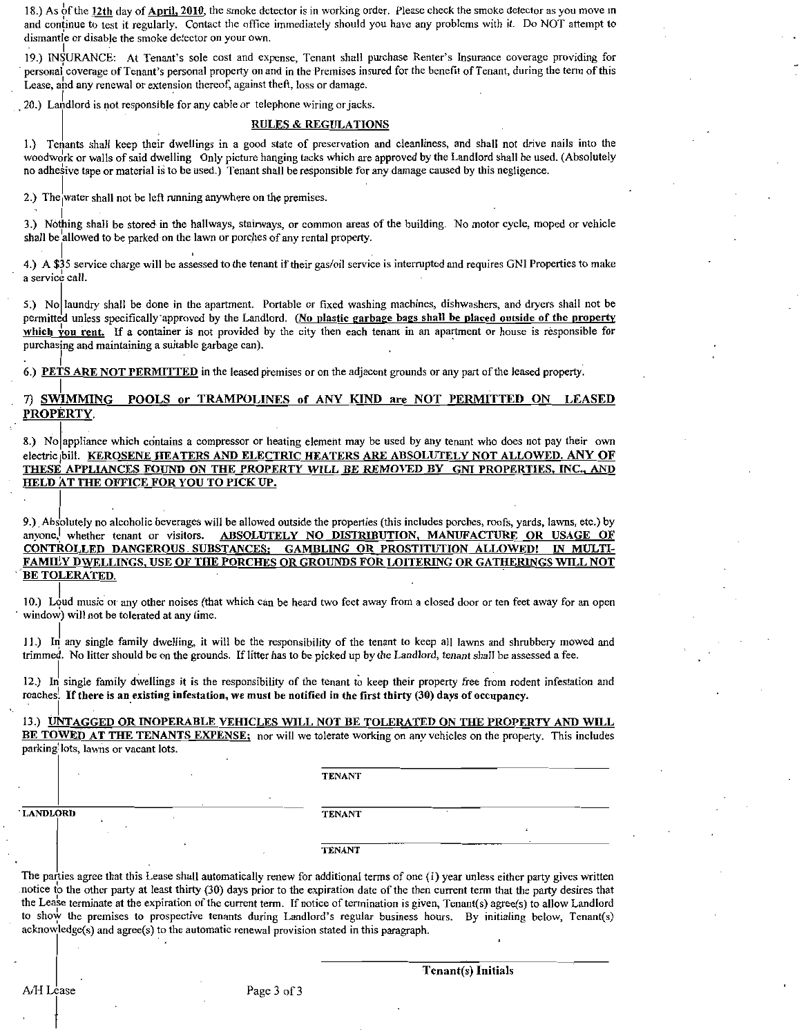18.) As of the **12th** day of **April, 2010**, the smoke detector is in working order. Please check the smoke detector as you move in and continue to test it regularly. Contact the office immediately should you have any problems with it. Do NOT attempt to dismantle or disable the smoke detector on your own.

19.) INSURANCE: At Tenant's sole cost and expense, Tenant shall purchase Renter's Insurance coverage providing for personal coverage of Tenant's personal property on and in the Premises insured for the benefit of Tenant, during the term of this Lease, and any renewal or extension thereof, against theft, loss or damage.

20.) Landlord is not responsible for any cable or telephone wiring or jacks.

## RULES & REGULATIONS

1.) Tenants shall keep their dwellings in a good state of preservation and cleanliness, and shall not drive nails into the woodwork or walls of said dwelling Only picture hanging tacks which are approved by the Landlord shall be used. (Absolutely no adhesive tape or material is to be used.) Tenant shall be responsible for any damage caused by this negligence.

2.) The water shall not be left running anywhere on the premises.

3.) Nothing shall be stored in the hallways, stairways, or common areas of the building. No motor cycle, moped or vehicle shall be allowed to be parked on the lawn or porches of any rental property.

4.) A $35 service charge will be assessed to the tenant if their gas/oil service is interrupted and requires GNI Properties to make a service call.

5.) No laundry shall be done in the apartment. Portable or fixed washing machines, dishwashers, and dryers shall not be permitted unless specifically approved by the Landlord. **(No plastic garbage bags shall be placed outside of the property which you rent.** If a container is not provided by the city then each tenant in an apartment or house is responsible for purchasing and maintaining a suitable garbage can).

6.) **PETS ARE NOT PERMITTED** in the leased premises or on the adjacent grounds or any part of the leased property.

7) **SWIMMING POOLS or TRAMPOLINES of ANY KIND are NOT PERMITTED ON LEASED PROPERTY.**

8.) No appliance which contains a compressor or heating element may be used by any tenant who does not pay their own electric bill. **KEROSENE HEATERS AND ELECTRIC HEATERS ARE ABSOLUTELY NOT ALLOWED. ANY OF THESE APPLIANCES FOUND ON THE PROPERTY WILL BE REMOVED BY GNI PROPERTIES, INC., AND HELD AT THE OFFICE FOR YOU TO PICK UP.**

9.) Absolutely no alcoholic beverages will be allowed outside the properties (this includes porches, roofs, yards, lawns, etc.) by anyone, whether tenant or visitors. **ABSOLUTELY NO DISTRIBUTION, MANUFACTURE OR USAGE OF CONTROLLED DANGEROUS SUBSTANCES; GAMBLING OR PROSTITUTION ALLOWED! IN MULTI-FAMILY DWELLINGS, USE OF THE PORCHES OR GROUNDS FOR LOITERING OR GATHERINGS WILL NOT BE TOLERATED.**

10.) Loud music or any other noises (that which can be heard two feet away from a closed door or ten feet away for an open window) will not be tolerated at any time.

11.) In any single family dwelling, it will be the responsibility of the tenant to keep all lawns and shrubbery mowed and trimmed. No litter should be on the grounds. If litter has to be picked up by the Landlord, tenant shall be assessed a fee.

12.) In single family dwellings it is the responsibility of the tenant to keep their property free from rodent infestation and roaches. **If there is an existing infestation, we must be notified in the first thirty (30) days of occupancy.**

13.) **UNTAGGED OR INOPERABLE VEHICLES WILL NOT BE TOLERATED ON THE PROPERTY AND WILL BE TOWED AT THE TENANTS EXPENSE;** nor will we tolerate working on any vehicles on the property. This includes parking lots, lawns or vacant lots.

_______________________ TENANT

_______________________ LANDLORD &nbsp;&nbsp;&nbsp;&nbsp; _______________________ TENANT

_______________________ TENANT

The parties agree that this Lease shall automatically renew for additional terms of one (1) year unless either party gives written notice to the other party at least thirty (30) days prior to the expiration date of the then current term that the party desires that the Lease terminate at the expiration of the current term. If notice of termination is given, Tenant(s) agree(s) to allow Landlord to show the premises to prospective tenants during Landlord's regular business hours. By initialing below, Tenant(s) acknowledge(s) and agree(s) to the automatic renewal provision stated in this paragraph.

_______________________ **Tenant(s) Initials**

A/H Lease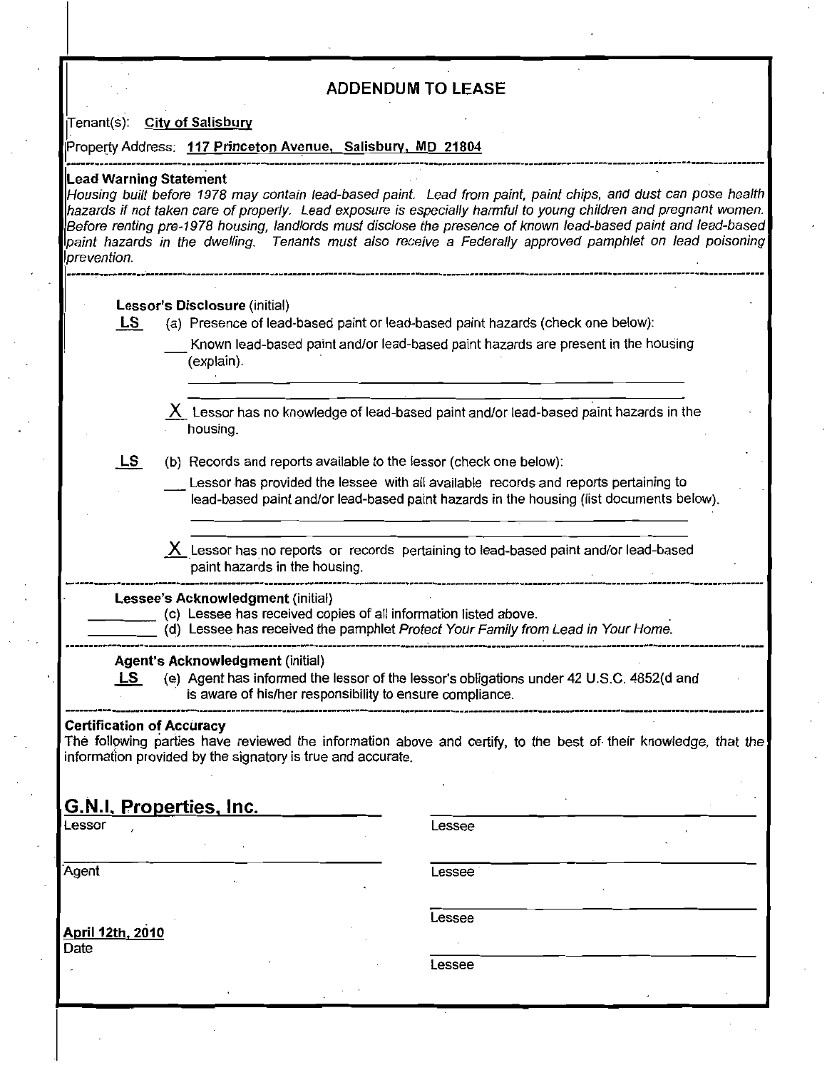# ADDENDUM TO LEASE

Tenant(s): **City of Salisbury**

Property Address: **117 Princeton Avenue, Salisbury, MD 21804**

---

**Lead Warning Statement**

*Housing built before 1978 may contain lead-based paint. Lead from paint, paint chips, and dust can pose health hazards if not taken care of properly. Lead exposure is especially harmful to young children and pregnant women. Before renting pre-1978 housing, landlords must disclose the presence of known lead-based paint and lead-based paint hazards in the dwelling. Tenants must also receive a Federally approved pamphlet on lead poisoning prevention.*

---

**Lessor's Disclosure** (initial)

**LS** (a) Presence of lead-based paint or lead-based paint hazards (check one below):

___ Known lead-based paint and/or lead-based paint hazards are present in the housing (explain).

_______________________________________________

_______________________________________________

X Lessor has no knowledge of lead-based paint and/or lead-based paint hazards in the housing.

**LS** (b) Records and reports available to the lessor (check one below):

___ Lessor has provided the lessee with all available records and reports pertaining to lead-based paint and/or lead-based paint hazards in the housing (list documents below).

_______________________________________________

_______________________________________________

X Lessor has no reports or records pertaining to lead-based paint and/or lead-based paint hazards in the housing.

---

**Lessee's Acknowledgment** (initial)

________ (c) Lessee has received copies of all information listed above.

________ (d) Lessee has received the pamphlet *Protect Your Family from Lead in Your Home.*

---

**Agent's Acknowledgment** (initial)

**LS** (e) Agent has informed the lessor of the lessor's obligations under 42 U.S.C. 4852(d and is aware of his/her responsibility to ensure compliance.

---

**Certification of Accuracy**

The following parties have reviewed the information above and certify, to the best of their knowledge, that the information provided by the signatory is true and accurate.

**G.N.I. Properties, Inc.**
Lessor

_______________________
Agent

**April 12th, 2010**
Date

_______________________
Lessee

_______________________
Lessee

_______________________
Lessee

_______________________
Lessee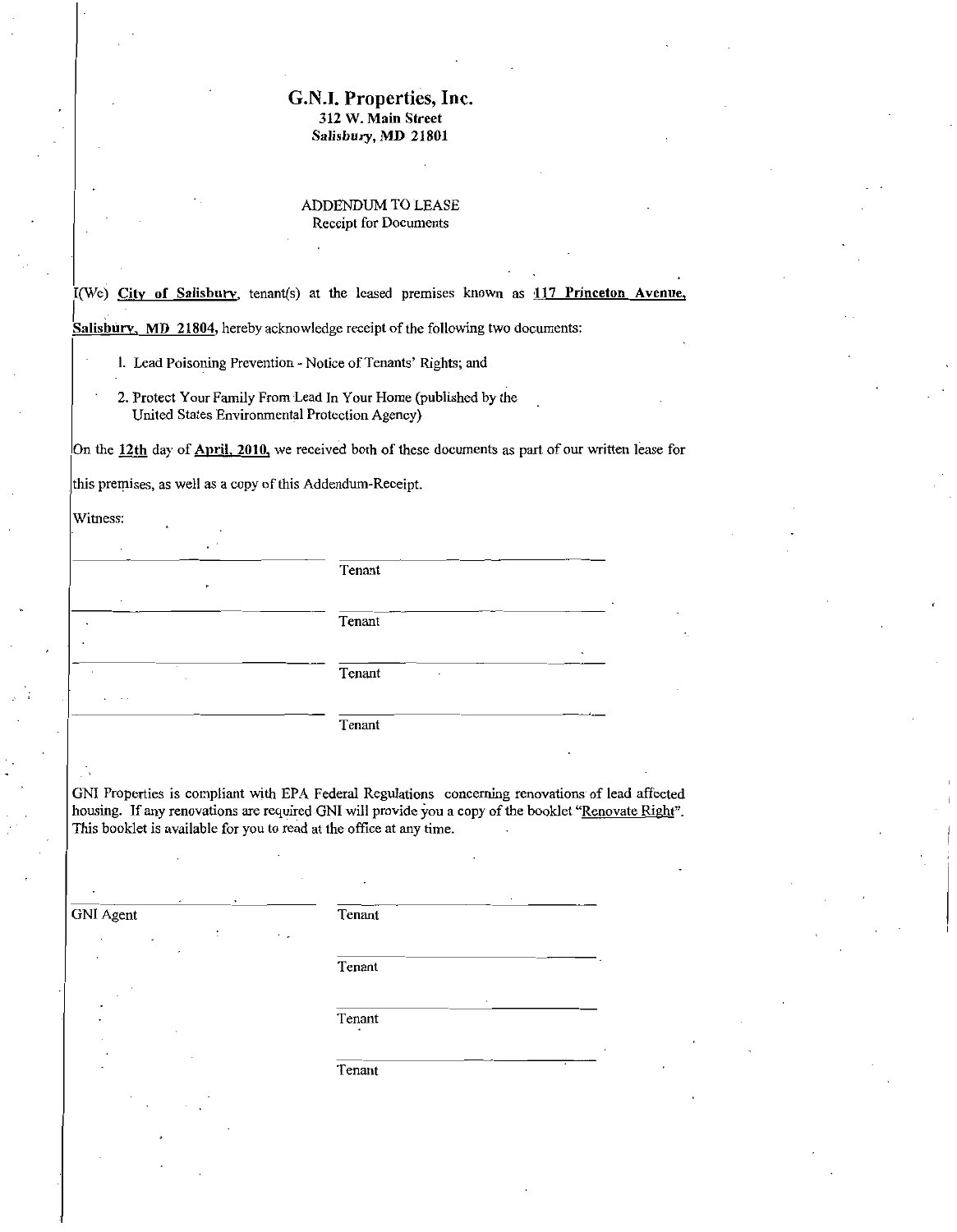# G.N.I. Properties, Inc.

**312 W. Main Street**
**Salisbury, MD 21801**

ADDENDUM TO LEASE
Receipt for Documents

I(We) **City of Salisbury**, tenant(s) at the leased premises known as **117 Princeton Avenue, Salisbury, MD 21804**, hereby acknowledge receipt of the following two documents:

1. Lead Poisoning Prevention - Notice of Tenants' Rights; and
2. Protect Your Family From Lead In Your Home (published by the United States Environmental Protection Agency)

On the **12th** day of **April, 2010,** we received both of these documents as part of our written lease for this premises, as well as a copy of this Addendum-Receipt.

Witness:

| | |
|---|---|
| ______________________ | ______________________ Tenant |
| ______________________ | ______________________ Tenant |
| ______________________ | ______________________ Tenant |
| ______________________ | ______________________ Tenant |

GNI Properties is compliant with EPA Federal Regulations concerning renovations of lead affected housing. If any renovations are required GNI will provide you a copy of the booklet "Renovate Right". This booklet is available for you to read at the office at any time.

| | |
|---|---|
| ______________________ GNI Agent | ______________________ Tenant |
| | ______________________ Tenant |
| | ______________________ Tenant |
| | ______________________ Tenant |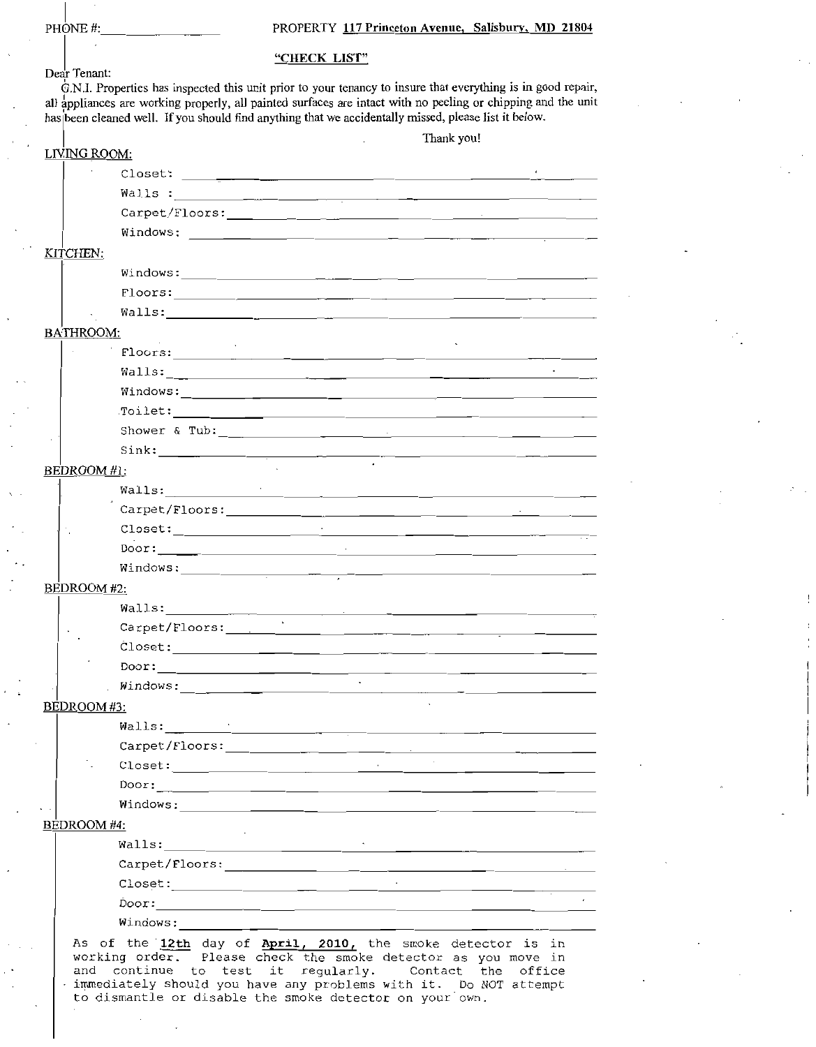PHONE #: ________________ PROPERTY **117 Princeton Avenue, Salisbury, MD 21804**

## "CHECK LIST"

Dear Tenant:

G.N.I. Properties has inspected this unit prior to your tenancy to insure that everything is in good repair, all appliances are working properly, all painted surfaces are intact with no peeling or chipping and the unit has been cleaned well. If you should find anything that we accidentally missed, please list it below.

Thank you!

**LIVING ROOM:**

- Closet: ________________
- Walls : ________________
- Carpet/Floors: ________________
- Windows: ________________

**KITCHEN:**

- Windows: ________________
- Floors: ________________
- Walls: ________________

**BATHROOM:**

- Floors: ________________
- Walls: ________________
- Windows: ________________
- Toilet: ________________
- Shower & Tub: ________________
- Sink: ________________

**BEDROOM #1:**

- Walls: ________________
- Carpet/Floors: ________________
- Closet: ________________
- Door: ________________
- Windows: ________________

**BEDROOM #2:**

- Walls: ________________
- Carpet/Floors: ________________
- Closet: ________________
- Door: ________________
- Windows: ________________

**BEDROOM #3:**

- Walls: ________________
- Carpet/Floors: ________________
- Closet: ________________
- Door: ________________
- Windows: ________________

**BEDROOM #4:**

- Walls: ________________
- Carpet/Floors: ________________
- Closet: ________________
- Door: ________________
- Windows: ________________

As of the **12th** day of **April, 2010,** the smoke detector is in working order. Please check the smoke detector as you move in and continue to test it regularly. Contact the office immediately should you have any problems with it. Do NOT attempt to dismantle or disable the smoke detector on your own.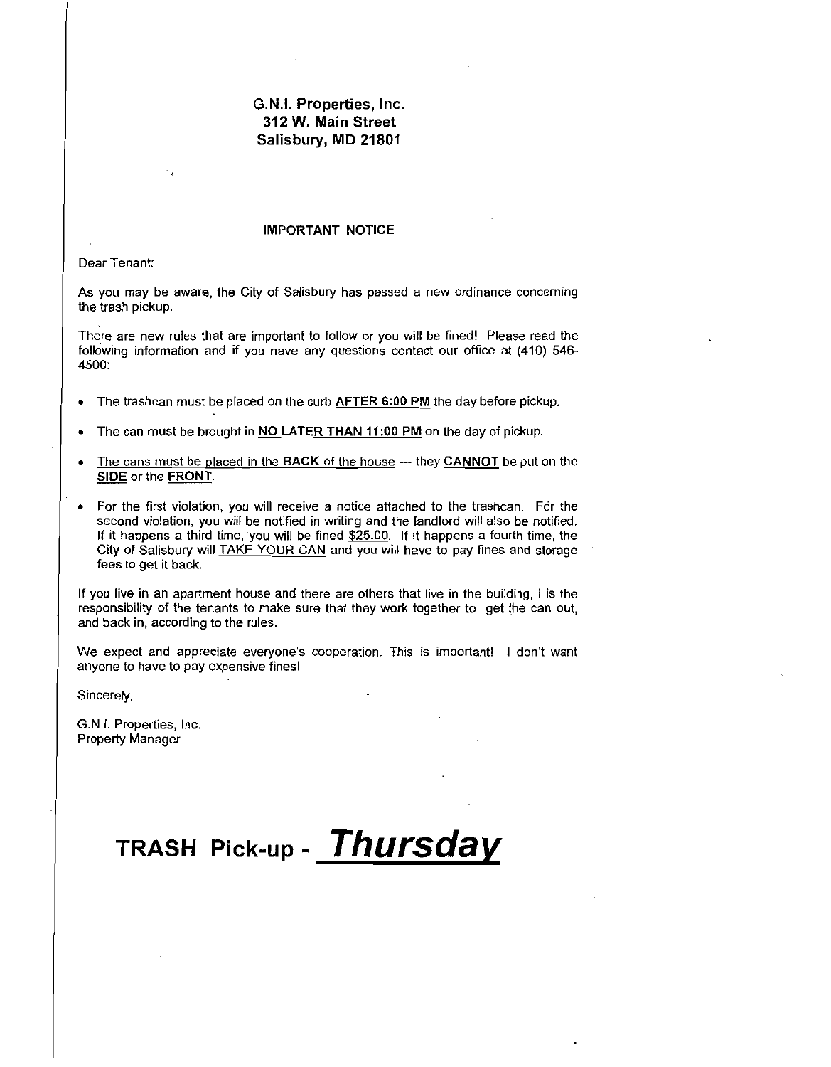**G.N.I. Properties, Inc.**
**312 W. Main Street**
**Salisbury, MD 21801**

**IMPORTANT NOTICE**

Dear Tenant:

As you may be aware, the City of Salisbury has passed a new ordinance concerning the trash pickup.

There are new rules that are important to follow or you will be fined! Please read the following information and if you have any questions contact our office at (410) 546-4500:

- The trashcan must be placed on the curb **AFTER 6:00 PM** the day before pickup.
- The can must be brought in **NO LATER THAN 11:00 PM** on the day of pickup.
- The cans must be placed in the **BACK** of the house — they **CANNOT** be put on the **SIDE** or the **FRONT**.
- For the first violation, you will receive a notice attached to the trashcan. For the second violation, you will be notified in writing and the landlord will also be notified. If it happens a third time, you will be fined $25.00. If it happens a fourth time, the City of Salisbury will TAKE YOUR CAN and you will have to pay fines and storage fees to get it back.

If you live in an apartment house and there are others that live in the building, I is the responsibility of the tenants to make sure that they work together to get the can out, and back in, according to the rules.

We expect and appreciate everyone's cooperation. This is important! I don't want anyone to have to pay expensive fines!

Sincerely,

G.N.I. Properties, Inc.
Property Manager

# TRASH Pick-up - ***Thursday***